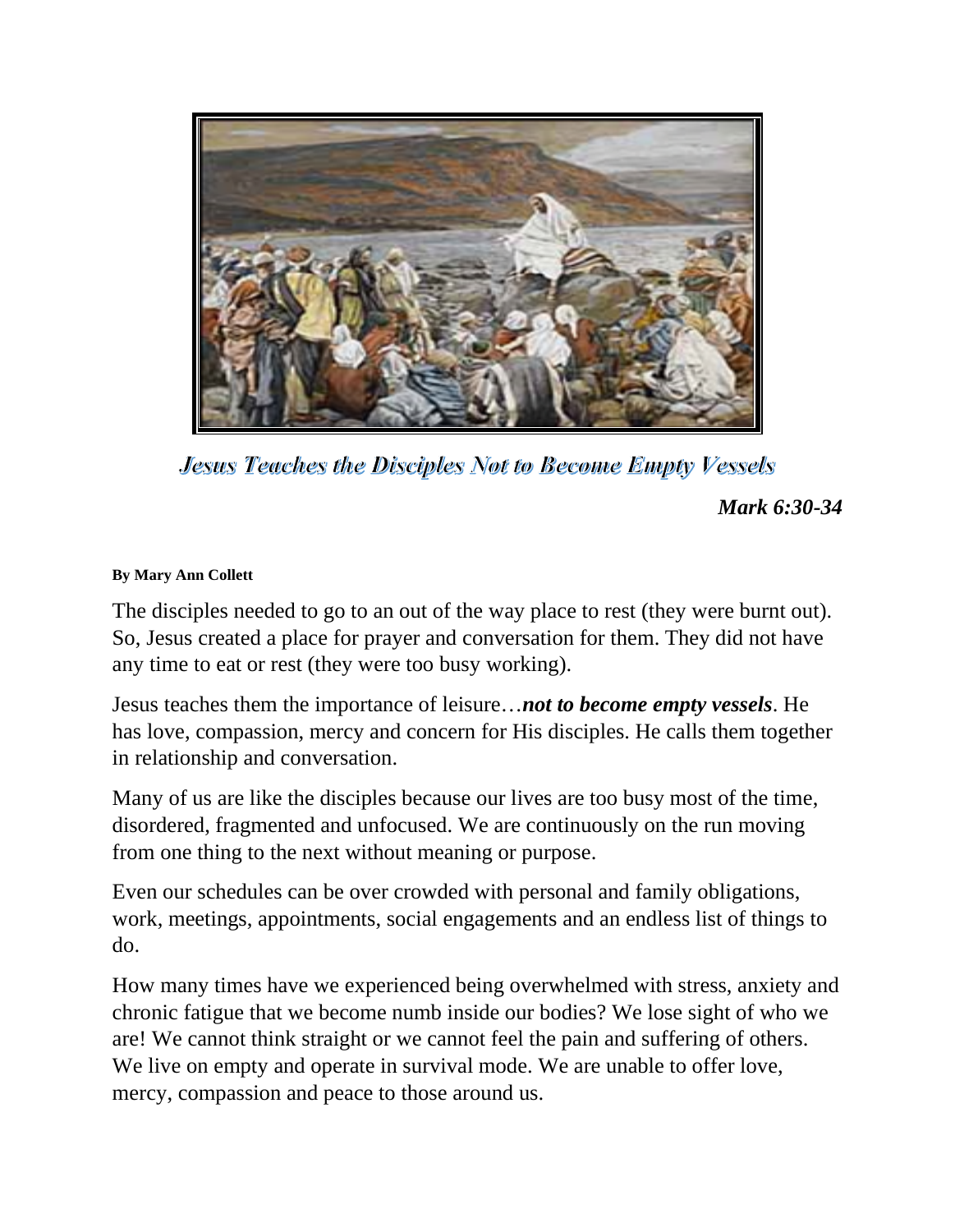# *Jesus Teaches the Disciples Not to Become Empty Vessels*

***Mark 6:30-34***

**By Mary Ann Collett**

The disciples needed to go to an out of the way place to rest (they were burnt out). So, Jesus created a place for prayer and conversation for them. They did not have any time to eat or rest (they were too busy working).

Jesus teaches them the importance of leisure…***not to become empty vessels***. He has love, compassion, mercy and concern for His disciples. He calls them together in relationship and conversation.

Many of us are like the disciples because our lives are too busy most of the time, disordered, fragmented and unfocused. We are continuously on the run moving from one thing to the next without meaning or purpose.

Even our schedules can be over crowded with personal and family obligations, work, meetings, appointments, social engagements and an endless list of things to do.

How many times have we experienced being overwhelmed with stress, anxiety and chronic fatigue that we become numb inside our bodies? We lose sight of who we are! We cannot think straight or we cannot feel the pain and suffering of others. We live on empty and operate in survival mode. We are unable to offer love, mercy, compassion and peace to those around us.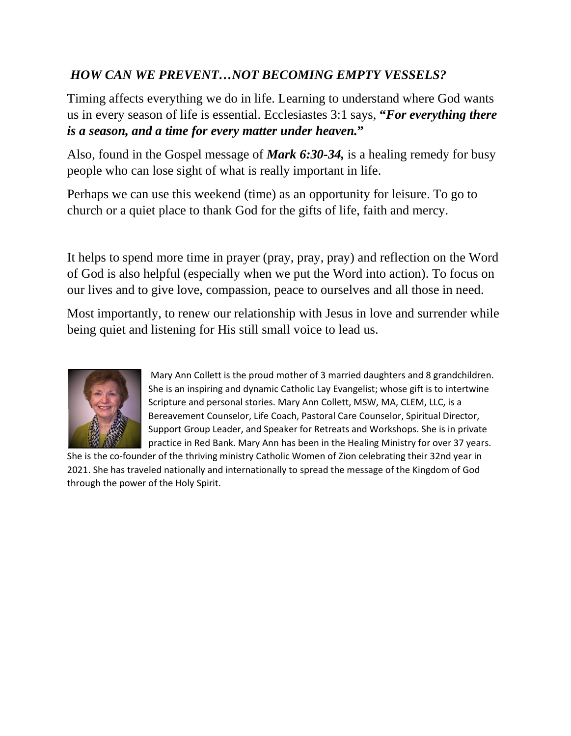### *HOW CAN WE PREVENT…NOT BECOMING EMPTY VESSELS?*

Timing affects everything we do in life. Learning to understand where God wants us in every season of life is essential. Ecclesiastes 3:1 says, **"*For everything there is a season, and a time for every matter under heaven.*"**

Also, found in the Gospel message of ***Mark 6:30-34,*** is a healing remedy for busy people who can lose sight of what is really important in life.

Perhaps we can use this weekend (time) as an opportunity for leisure. To go to church or a quiet place to thank God for the gifts of life, faith and mercy.

It helps to spend more time in prayer (pray, pray, pray) and reflection on the Word of God is also helpful (especially when we put the Word into action). To focus on our lives and to give love, compassion, peace to ourselves and all those in need.

Most importantly, to renew our relationship with Jesus in love and surrender while being quiet and listening for His still small voice to lead us.

Mary Ann Collett is the proud mother of 3 married daughters and 8 grandchildren. She is an inspiring and dynamic Catholic Lay Evangelist; whose gift is to intertwine Scripture and personal stories. Mary Ann Collett, MSW, MA, CLEM, LLC, is a Bereavement Counselor, Life Coach, Pastoral Care Counselor, Spiritual Director, Support Group Leader, and Speaker for Retreats and Workshops. She is in private practice in Red Bank. Mary Ann has been in the Healing Ministry for over 37 years. She is the co-founder of the thriving ministry Catholic Women of Zion celebrating their 32nd year in 2021. She has traveled nationally and internationally to spread the message of the Kingdom of God through the power of the Holy Spirit.